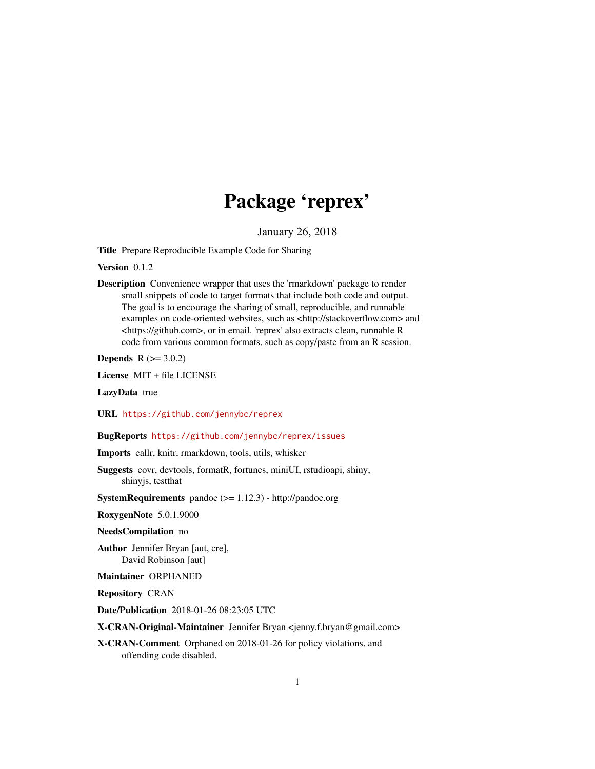# Package 'reprex'

January 26, 2018

**Title** Prepare Reproducible Example Code for Sharing

**Version** 0.1.2

**Description** Convenience wrapper that uses the 'rmarkdown' package to render small snippets of code to target formats that include both code and output. The goal is to encourage the sharing of small, reproducible, and runnable examples on code-oriented websites, such as <http://stackoverflow.com> and <https://github.com>, or in email. 'reprex' also extracts clean, runnable R code from various common formats, such as copy/paste from an R session.

**Depends** R (>= 3.0.2)

**License** MIT + file LICENSE

**LazyData** true

**URL** https://github.com/jennybc/reprex

**BugReports** https://github.com/jennybc/reprex/issues

**Imports** callr, knitr, rmarkdown, tools, utils, whisker

**Suggests** covr, devtools, formatR, fortunes, miniUI, rstudioapi, shiny, shinyjs, testthat

**SystemRequirements** pandoc (>= 1.12.3) - http://pandoc.org

**RoxygenNote** 5.0.1.9000

**NeedsCompilation** no

**Author** Jennifer Bryan [aut, cre], David Robinson [aut]

**Maintainer** ORPHANED

**Repository** CRAN

**Date/Publication** 2018-01-26 08:23:05 UTC

**X-CRAN-Original-Maintainer** Jennifer Bryan <jenny.f.bryan@gmail.com>

**X-CRAN-Comment** Orphaned on 2018-01-26 for policy violations, and offending code disabled.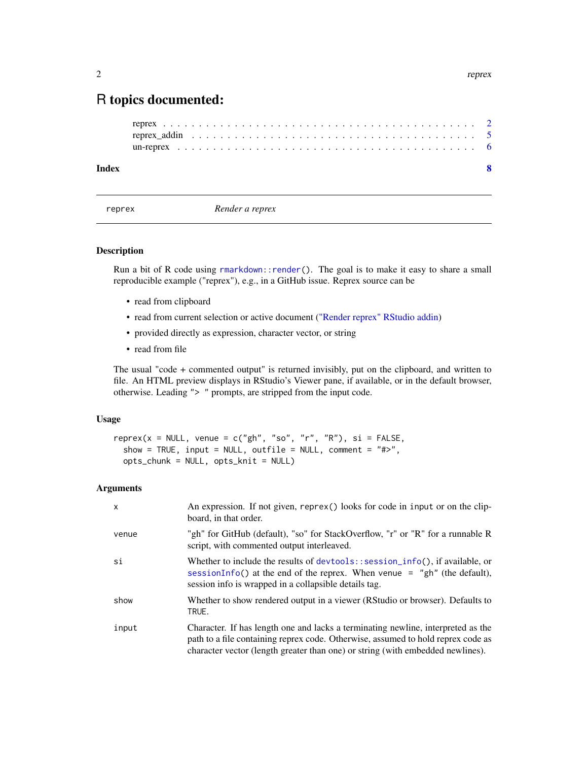# R topics documented:

reprex . . . . . . . . . . . . . . . . . . . . . . . . . . . . . . . . . . . . . . . . . . 2
reprex_addin . . . . . . . . . . . . . . . . . . . . . . . . . . . . . . . . . . . . . . 5
un-reprex . . . . . . . . . . . . . . . . . . . . . . . . . . . . . . . . . . . . . . . . 6

**Index** **8**

---

reprex *Render a reprex*

---

### Description

Run a bit of R code using `rmarkdown::render()`. The goal is to make it easy to share a small reproducible example ("reprex"), e.g., in a GitHub issue. Reprex source can be

- read from clipboard
- read from current selection or active document ("Render reprex" RStudio addin)
- provided directly as expression, character vector, or string
- read from file

The usual "code + commented output" is returned invisibly, put on the clipboard, and written to file. An HTML preview displays in RStudio's Viewer pane, if available, or in the default browser, otherwise. Leading `"> "` prompts, are stripped from the input code.

### Usage

```
reprex(x = NULL, venue = c("gh", "so", "r", "R"), si = FALSE,
  show = TRUE, input = NULL, outfile = NULL, comment = "#>",
  opts_chunk = NULL, opts_knit = NULL)
```

### Arguments

| | |
|---|---|
| `x` | An expression. If not given, `reprex()` looks for code in `input` or on the clipboard, in that order. |
| `venue` | "gh" for GitHub (default), "so" for StackOverflow, "r" or "R" for a runnable R script, with commented output interleaved. |
| `si` | Whether to include the results of `devtools::session_info()`, if available, or `sessionInfo()` at the end of the reprex. When `venue = "gh"` (the default), session info is wrapped in a collapsible details tag. |
| `show` | Whether to show rendered output in a viewer (RStudio or browser). Defaults to `TRUE`. |
| `input` | Character. If has length one and lacks a terminating newline, interpreted as the path to a file containing reprex code. Otherwise, assumed to hold reprex code as character vector (length greater than one) or string (with embedded newlines). |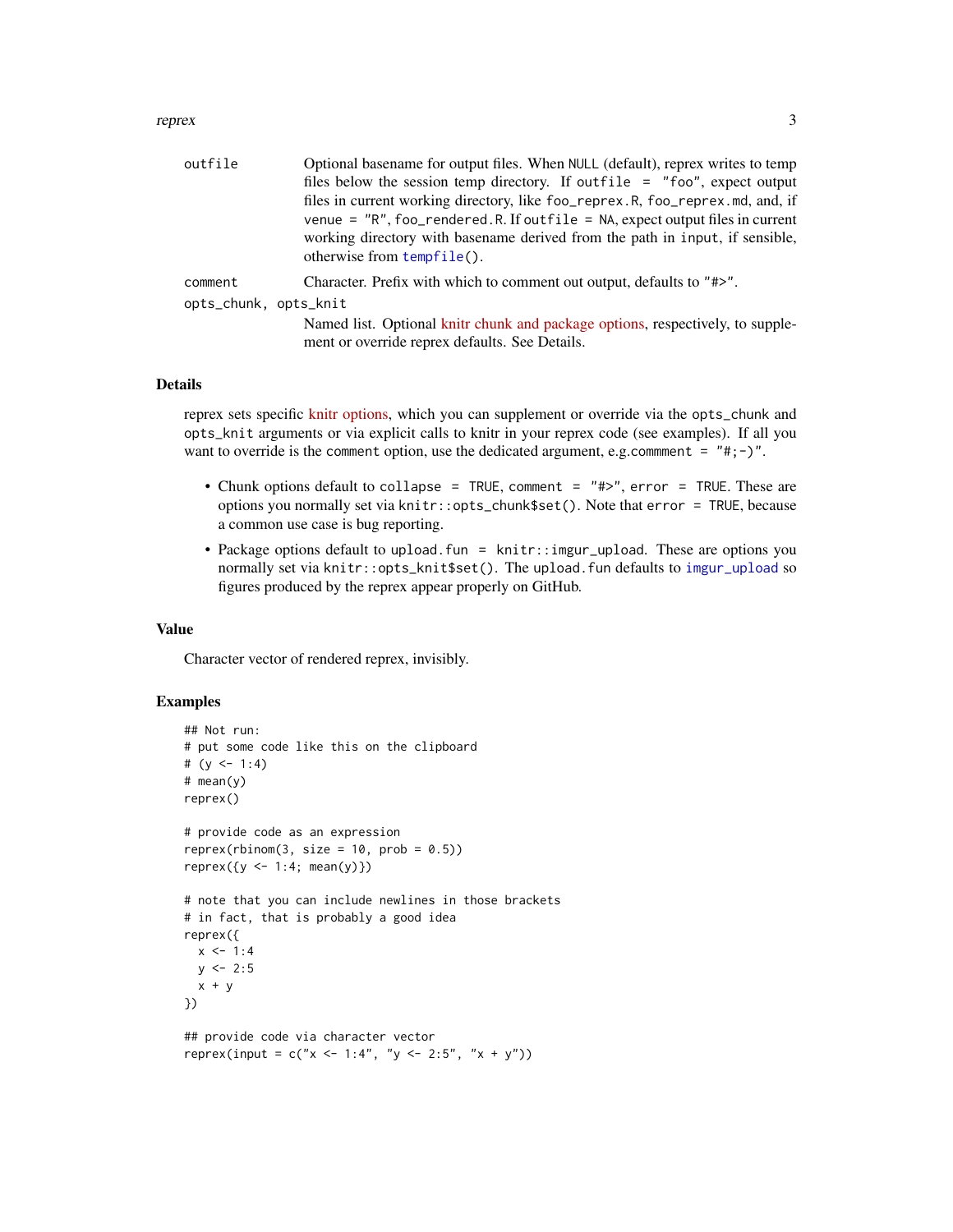| | |
|---|---|
| `outfile` | Optional basename for output files. When `NULL` (default), reprex writes to temp files below the session temp directory. If `outfile = "foo"`, expect output files in current working directory, like `foo_reprex.R`, `foo_reprex.md`, and, if `venue = "R"`, `foo_rendered.R`. If `outfile = NA`, expect output files in current working directory with basename derived from the path in `input`, if sensible, otherwise from `tempfile()`. |
| `comment` | Character. Prefix with which to comment out output, defaults to `"#>"`. |
| `opts_chunk, opts_knit` | Named list. Optional knitr chunk and package options, respectively, to supplement or override reprex defaults. See Details. |

## Details

reprex sets specific knitr options, which you can supplement or override via the `opts_chunk` and `opts_knit` arguments or via explicit calls to knitr in your reprex code (see examples). If all you want to override is the `comment` option, use the dedicated argument, e.g.`commment = "#;-)"`.

- Chunk options default to `collapse = TRUE`, `comment = "#>"`, `error = TRUE`. These are options you normally set via `knitr::opts_chunk$set()`. Note that `error = TRUE`, because a common use case is bug reporting.
- Package options default to `upload.fun = knitr::imgur_upload`. These are options you normally set via `knitr::opts_knit$set()`. The `upload.fun` defaults to `imgur_upload` so figures produced by the reprex appear properly on GitHub.

## Value

Character vector of rendered reprex, invisibly.

## Examples

```
## Not run:
# put some code like this on the clipboard
# (y <- 1:4)
# mean(y)
reprex()

# provide code as an expression
reprex(rbinom(3, size = 10, prob = 0.5))
reprex({y <- 1:4; mean(y)})

# note that you can include newlines in those brackets
# in fact, that is probably a good idea
reprex({
  x <- 1:4
  y <- 2:5
  x + y
})

## provide code via character vector
reprex(input = c("x <- 1:4", "y <- 2:5", "x + y"))
```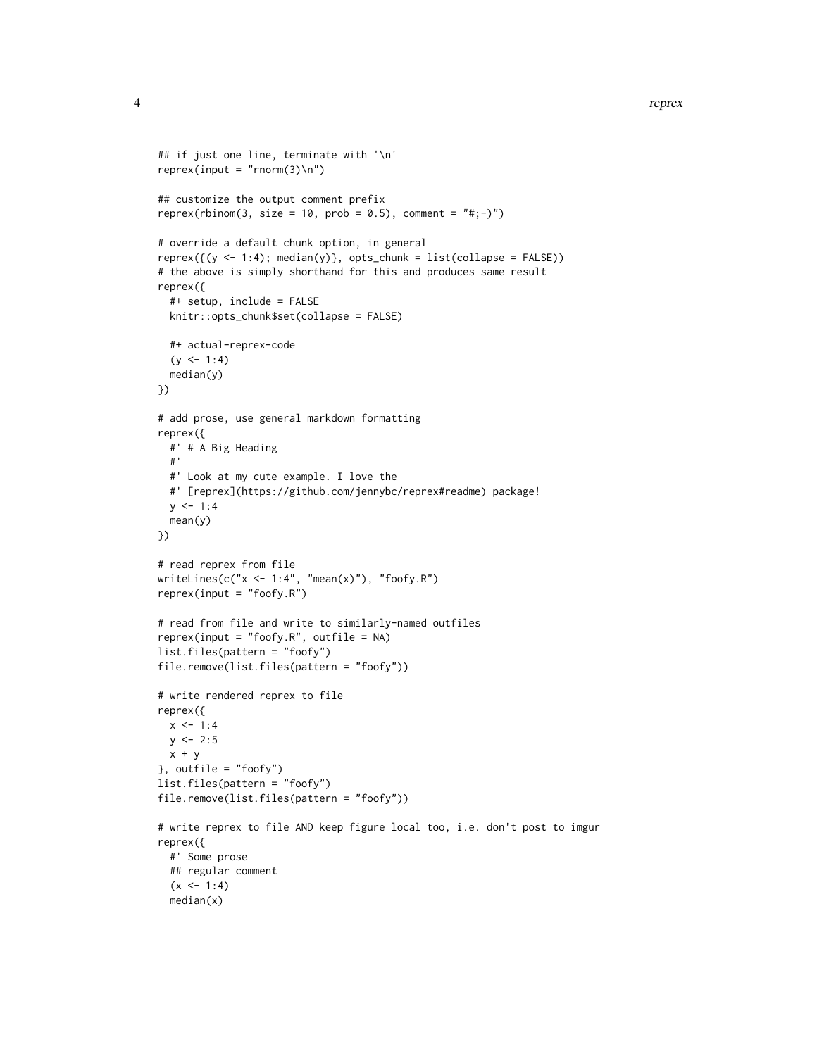```
## if just one line, terminate with '\n'
reprex(input = "rnorm(3)\n")

## customize the output comment prefix
reprex(rbinom(3, size = 10, prob = 0.5), comment = "#;-)")

# override a default chunk option, in general
reprex({(y <- 1:4); median(y)}, opts_chunk = list(collapse = FALSE))
# the above is simply shorthand for this and produces same result
reprex({
  #+ setup, include = FALSE
  knitr::opts_chunk$set(collapse = FALSE)

  #+ actual-reprex-code
  (y <- 1:4)
  median(y)
})

# add prose, use general markdown formatting
reprex({
  #' # A Big Heading
  #'
  #' Look at my cute example. I love the
  #' [reprex](https://github.com/jennybc/reprex#readme) package!
  y <- 1:4
  mean(y)
})

# read reprex from file
writeLines(c("x <- 1:4", "mean(x)"), "foofy.R")
reprex(input = "foofy.R")

# read from file and write to similarly-named outfiles
reprex(input = "foofy.R", outfile = NA)
list.files(pattern = "foofy")
file.remove(list.files(pattern = "foofy"))

# write rendered reprex to file
reprex({
  x <- 1:4
  y <- 2:5
  x + y
}, outfile = "foofy")
list.files(pattern = "foofy")
file.remove(list.files(pattern = "foofy"))

# write reprex to file AND keep figure local too, i.e. don't post to imgur
reprex({
  #' Some prose
  ## regular comment
  (x <- 1:4)
  median(x)
```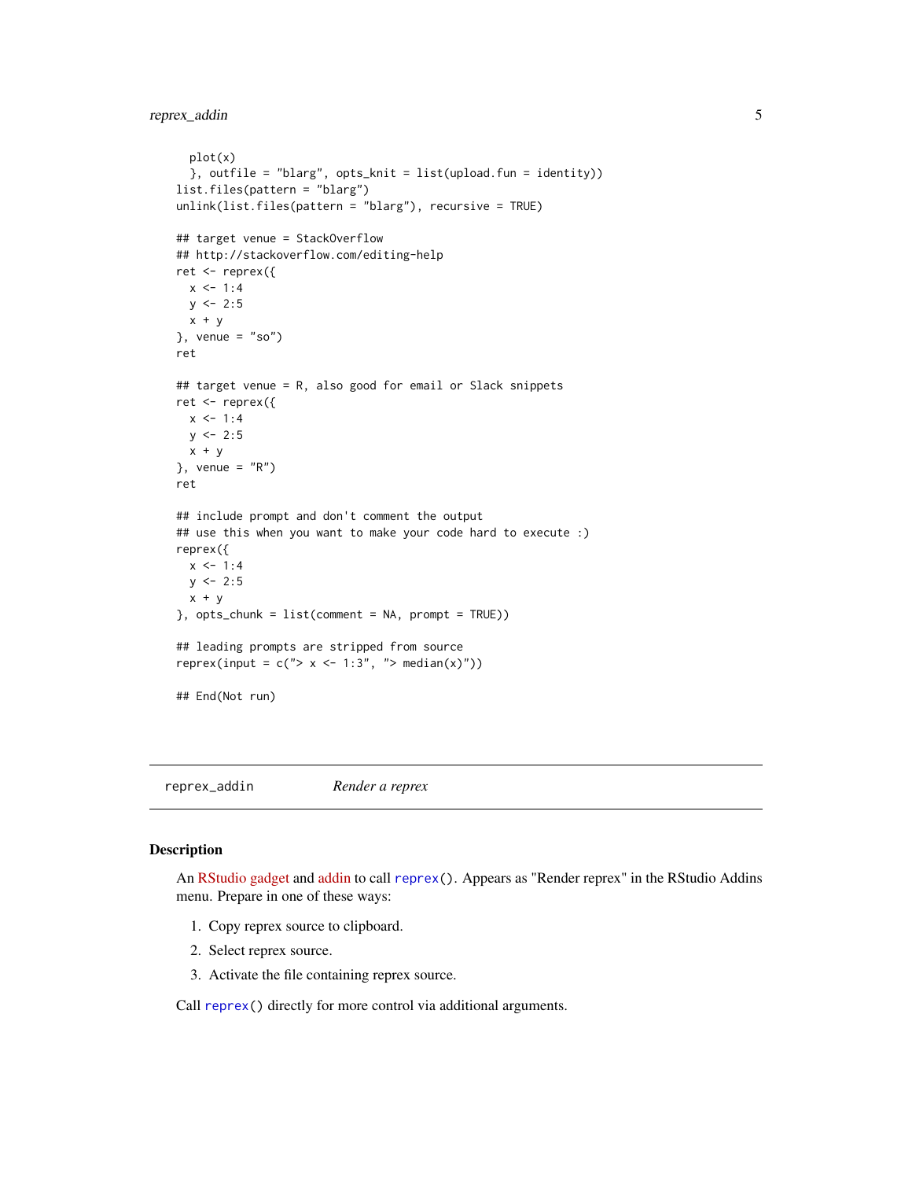```
    plot(x)
  }, outfile = "blarg", opts_knit = list(upload.fun = identity))
list.files(pattern = "blarg")
unlink(list.files(pattern = "blarg"), recursive = TRUE)

## target venue = StackOverflow
## http://stackoverflow.com/editing-help
ret <- reprex({
  x <- 1:4
  y <- 2:5
  x + y
}, venue = "so")
ret

## target venue = R, also good for email or Slack snippets
ret <- reprex({
  x <- 1:4
  y <- 2:5
  x + y
}, venue = "R")
ret

## include prompt and don't comment the output
## use this when you want to make your code hard to execute :)
reprex({
  x <- 1:4
  y <- 2:5
  x + y
}, opts_chunk = list(comment = NA, prompt = TRUE))

## leading prompts are stripped from source
reprex(input = c("> x <- 1:3", "> median(x)"))

## End(Not run)
```

---

## reprex_addin — *Render a reprex*

---

### Description

An RStudio gadget and addin to call `reprex()`. Appears as "Render reprex" in the RStudio Addins menu. Prepare in one of these ways:

1. Copy reprex source to clipboard.
2. Select reprex source.
3. Activate the file containing reprex source.

Call `reprex()` directly for more control via additional arguments.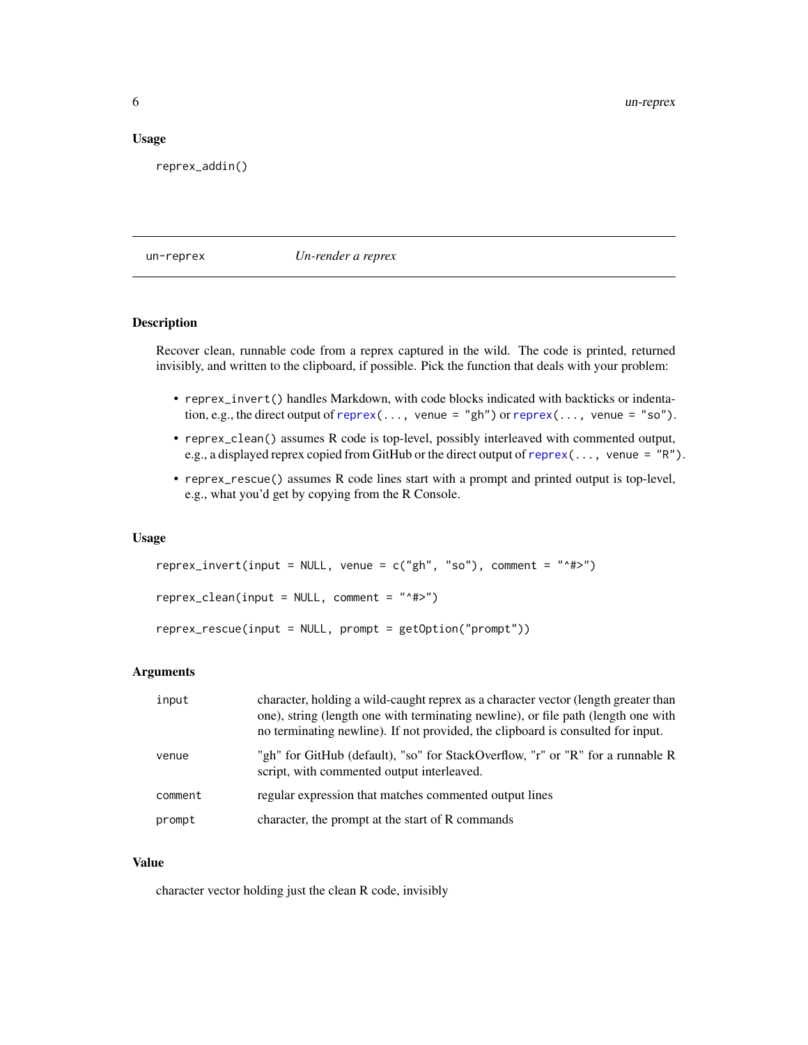### Usage

```
reprex_addin()
```

---

## un-reprex *Un-render a reprex*

---

### Description

Recover clean, runnable code from a reprex captured in the wild. The code is printed, returned invisibly, and written to the clipboard, if possible. Pick the function that deals with your problem:

- `reprex_invert()` handles Markdown, with code blocks indicated with backticks or indentation, e.g., the direct output of `reprex(..., venue = "gh")` or `reprex(..., venue = "so")`.
- `reprex_clean()` assumes R code is top-level, possibly interleaved with commented output, e.g., a displayed reprex copied from GitHub or the direct output of `reprex(..., venue = "R")`.
- `reprex_rescue()` assumes R code lines start with a prompt and printed output is top-level, e.g., what you'd get by copying from the R Console.

### Usage

```
reprex_invert(input = NULL, venue = c("gh", "so"), comment = "^#>")

reprex_clean(input = NULL, comment = "^#>")

reprex_rescue(input = NULL, prompt = getOption("prompt"))
```

### Arguments

| | |
|---|---|
| `input` | character, holding a wild-caught reprex as a character vector (length greater than one), string (length one with terminating newline), or file path (length one with no terminating newline). If not provided, the clipboard is consulted for input. |
| `venue` | "gh" for GitHub (default), "so" for StackOverflow, "r" or "R" for a runnable R script, with commented output interleaved. |
| `comment` | regular expression that matches commented output lines |
| `prompt` | character, the prompt at the start of R commands |

### Value

character vector holding just the clean R code, invisibly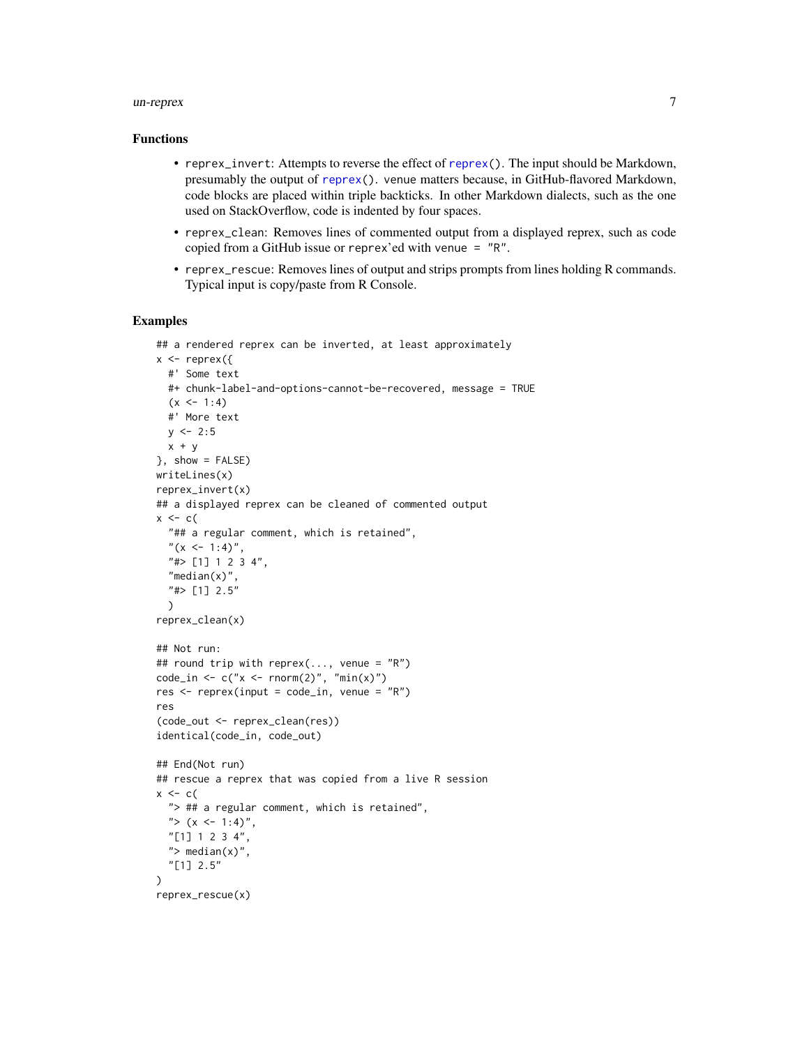### Functions

- `reprex_invert`: Attempts to reverse the effect of `reprex()`. The input should be Markdown, presumably the output of `reprex()`. `venue` matters because, in GitHub-flavored Markdown, code blocks are placed within triple backticks. In other Markdown dialects, such as the one used on StackOverflow, code is indented by four spaces.
- `reprex_clean`: Removes lines of commented output from a displayed reprex, such as code copied from a GitHub issue or `reprex`'ed with `venue = "R"`.
- `reprex_rescue`: Removes lines of output and strips prompts from lines holding R commands. Typical input is copy/paste from R Console.

### Examples

```
## a rendered reprex can be inverted, at least approximately
x <- reprex({
  #' Some text
  #+ chunk-label-and-options-cannot-be-recovered, message = TRUE
  (x <- 1:4)
  #' More text
  y <- 2:5
  x + y
}, show = FALSE)
writeLines(x)
reprex_invert(x)
## a displayed reprex can be cleaned of commented output
x <- c(
  "## a regular comment, which is retained",
  "(x <- 1:4)",
  "#> [1] 1 2 3 4",
  "median(x)",
  "#> [1] 2.5"
  )
reprex_clean(x)

## Not run:
## round trip with reprex(..., venue = "R")
code_in <- c("x <- rnorm(2)", "min(x)")
res <- reprex(input = code_in, venue = "R")
res
(code_out <- reprex_clean(res))
identical(code_in, code_out)

## End(Not run)
## rescue a reprex that was copied from a live R session
x <- c(
  "> ## a regular comment, which is retained",
  "> (x <- 1:4)",
  "[1] 1 2 3 4",
  "> median(x)",
  "[1] 2.5"
)
reprex_rescue(x)
```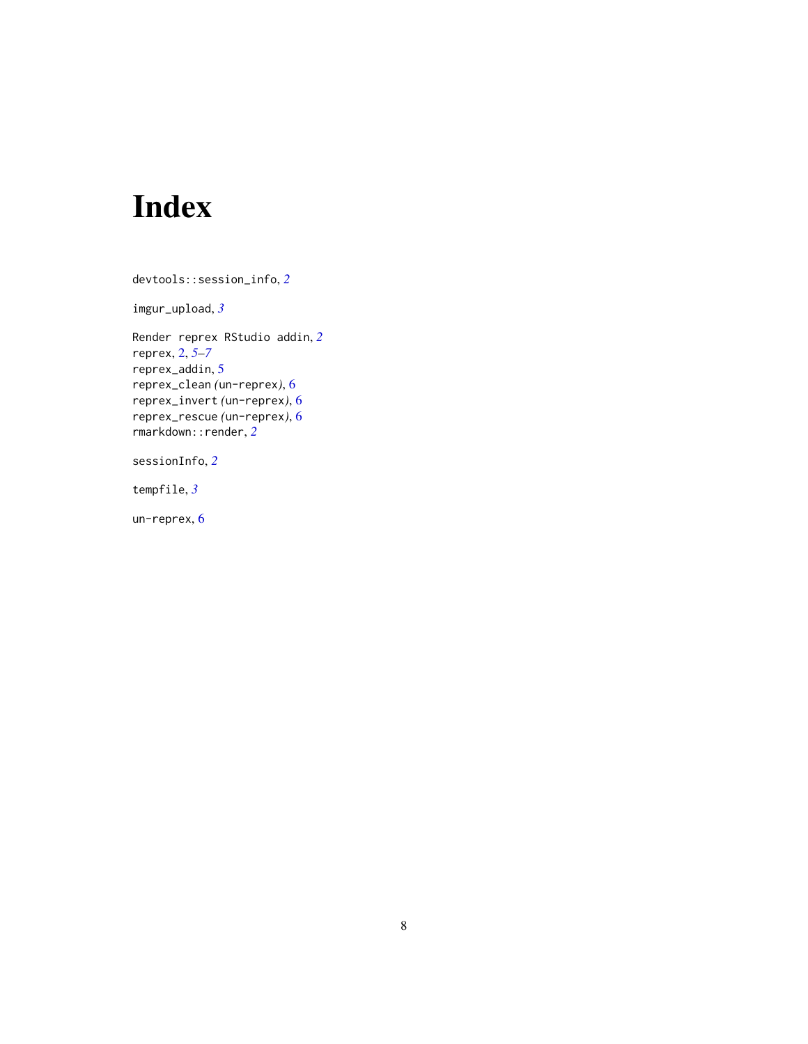# Index

devtools::session_info, *2*

imgur_upload, *3*

Render reprex RStudio addin, *2*
reprex, 2, *5–7*
reprex_addin, 5
reprex_clean *(*un-reprex*)*, 6
reprex_invert *(*un-reprex*)*, 6
reprex_rescue *(*un-reprex*)*, 6
rmarkdown::render, *2*

sessionInfo, *2*

tempfile, *3*

un-reprex, 6